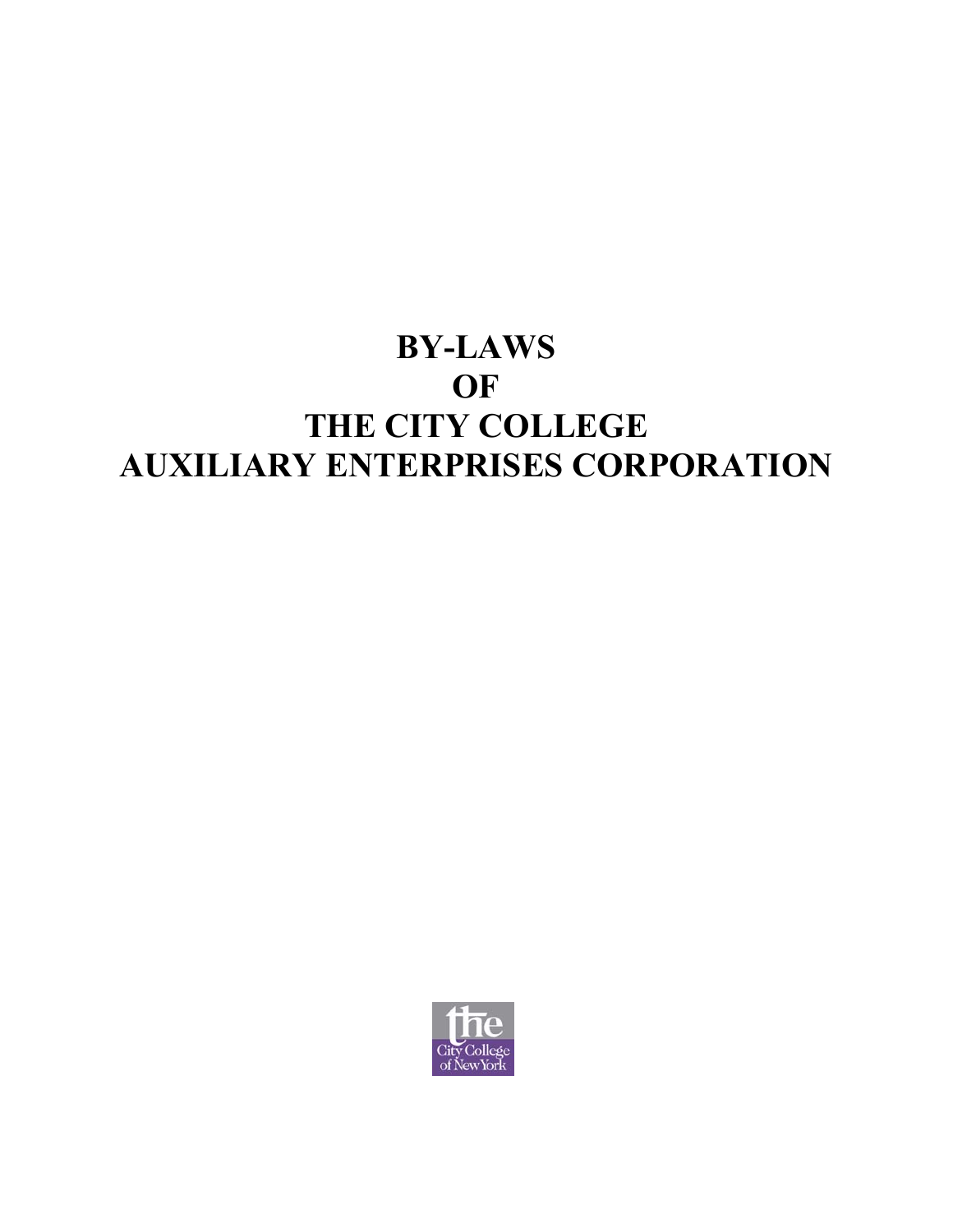# BY-LAWS
# OF
# THE CITY COLLEGE
# AUXILIARY ENTERPRISES CORPORATION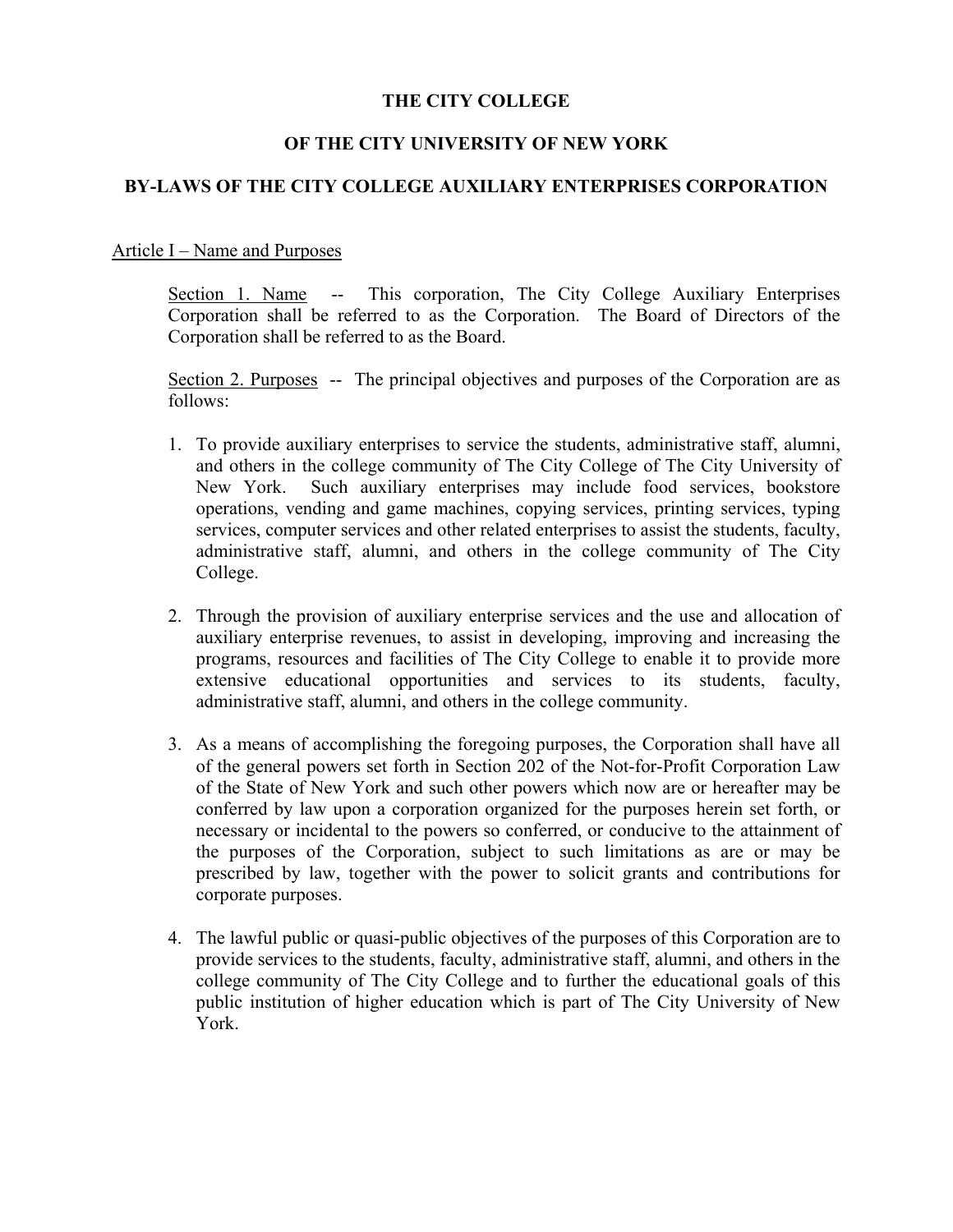# THE CITY COLLEGE

## OF THE CITY UNIVERSITY OF NEW YORK

## BY-LAWS OF THE CITY COLLEGE AUXILIARY ENTERPRISES CORPORATION

Article I – Name and Purposes

Section 1. Name -- This corporation, The City College Auxiliary Enterprises Corporation shall be referred to as the Corporation. The Board of Directors of the Corporation shall be referred to as the Board.

Section 2. Purposes -- The principal objectives and purposes of the Corporation are as follows:

1. To provide auxiliary enterprises to service the students, administrative staff, alumni, and others in the college community of The City College of The City University of New York. Such auxiliary enterprises may include food services, bookstore operations, vending and game machines, copying services, printing services, typing services, computer services and other related enterprises to assist the students, faculty, administrative staff, alumni, and others in the college community of The City College.

2. Through the provision of auxiliary enterprise services and the use and allocation of auxiliary enterprise revenues, to assist in developing, improving and increasing the programs, resources and facilities of The City College to enable it to provide more extensive educational opportunities and services to its students, faculty, administrative staff, alumni, and others in the college community.

3. As a means of accomplishing the foregoing purposes, the Corporation shall have all of the general powers set forth in Section 202 of the Not-for-Profit Corporation Law of the State of New York and such other powers which now are or hereafter may be conferred by law upon a corporation organized for the purposes herein set forth, or necessary or incidental to the powers so conferred, or conducive to the attainment of the purposes of the Corporation, subject to such limitations as are or may be prescribed by law, together with the power to solicit grants and contributions for corporate purposes.

4. The lawful public or quasi-public objectives of the purposes of this Corporation are to provide services to the students, faculty, administrative staff, alumni, and others in the college community of The City College and to further the educational goals of this public institution of higher education which is part of The City University of New York.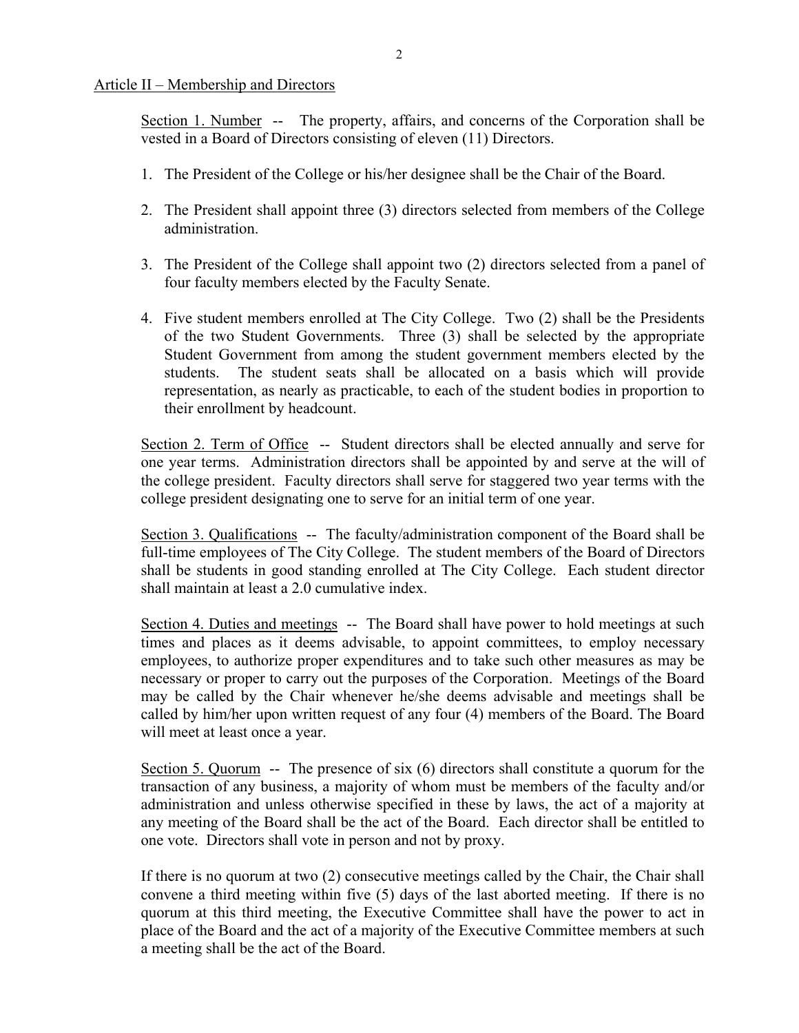Article II – Membership and Directors

Section 1. Number -- The property, affairs, and concerns of the Corporation shall be vested in a Board of Directors consisting of eleven (11) Directors.

1. The President of the College or his/her designee shall be the Chair of the Board.

2. The President shall appoint three (3) directors selected from members of the College administration.

3. The President of the College shall appoint two (2) directors selected from a panel of four faculty members elected by the Faculty Senate.

4. Five student members enrolled at The City College. Two (2) shall be the Presidents of the two Student Governments. Three (3) shall be selected by the appropriate Student Government from among the student government members elected by the students. The student seats shall be allocated on a basis which will provide representation, as nearly as practicable, to each of the student bodies in proportion to their enrollment by headcount.

Section 2. Term of Office -- Student directors shall be elected annually and serve for one year terms. Administration directors shall be appointed by and serve at the will of the college president. Faculty directors shall serve for staggered two year terms with the college president designating one to serve for an initial term of one year.

Section 3. Qualifications -- The faculty/administration component of the Board shall be full-time employees of The City College. The student members of the Board of Directors shall be students in good standing enrolled at The City College. Each student director shall maintain at least a 2.0 cumulative index.

Section 4. Duties and meetings -- The Board shall have power to hold meetings at such times and places as it deems advisable, to appoint committees, to employ necessary employees, to authorize proper expenditures and to take such other measures as may be necessary or proper to carry out the purposes of the Corporation. Meetings of the Board may be called by the Chair whenever he/she deems advisable and meetings shall be called by him/her upon written request of any four (4) members of the Board. The Board will meet at least once a year.

Section 5. Quorum -- The presence of six (6) directors shall constitute a quorum for the transaction of any business, a majority of whom must be members of the faculty and/or administration and unless otherwise specified in these by laws, the act of a majority at any meeting of the Board shall be the act of the Board. Each director shall be entitled to one vote. Directors shall vote in person and not by proxy.

If there is no quorum at two (2) consecutive meetings called by the Chair, the Chair shall convene a third meeting within five (5) days of the last aborted meeting. If there is no quorum at this third meeting, the Executive Committee shall have the power to act in place of the Board and the act of a majority of the Executive Committee members at such a meeting shall be the act of the Board.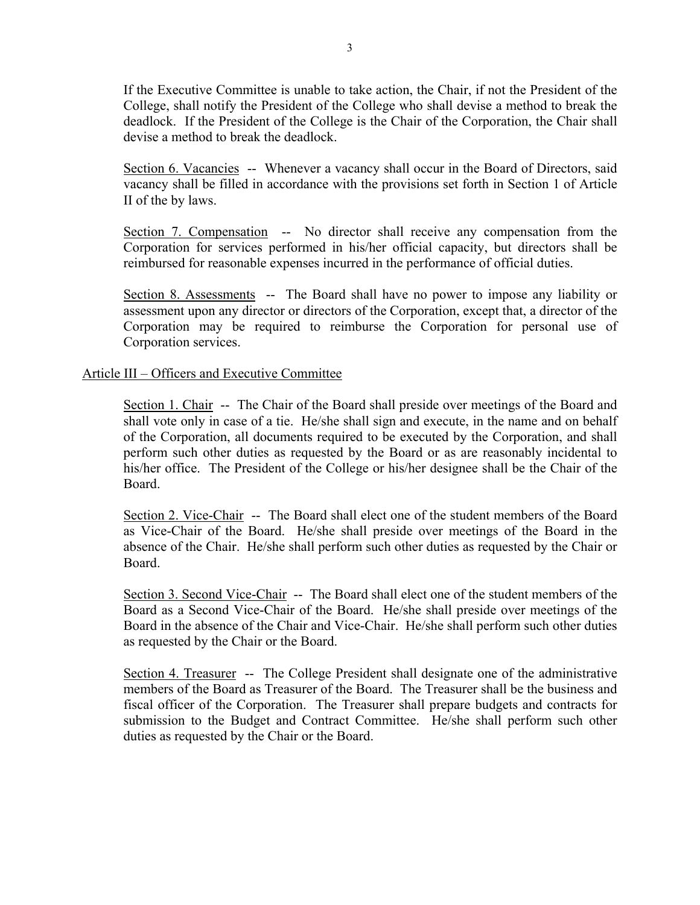If the Executive Committee is unable to take action, the Chair, if not the President of the College, shall notify the President of the College who shall devise a method to break the deadlock. If the President of the College is the Chair of the Corporation, the Chair shall devise a method to break the deadlock.

Section 6. Vacancies -- Whenever a vacancy shall occur in the Board of Directors, said vacancy shall be filled in accordance with the provisions set forth in Section 1 of Article II of the by laws.

Section 7. Compensation -- No director shall receive any compensation from the Corporation for services performed in his/her official capacity, but directors shall be reimbursed for reasonable expenses incurred in the performance of official duties.

Section 8. Assessments -- The Board shall have no power to impose any liability or assessment upon any director or directors of the Corporation, except that, a director of the Corporation may be required to reimburse the Corporation for personal use of Corporation services.

## Article III – Officers and Executive Committee

Section 1. Chair -- The Chair of the Board shall preside over meetings of the Board and shall vote only in case of a tie. He/she shall sign and execute, in the name and on behalf of the Corporation, all documents required to be executed by the Corporation, and shall perform such other duties as requested by the Board or as are reasonably incidental to his/her office. The President of the College or his/her designee shall be the Chair of the Board.

Section 2. Vice-Chair -- The Board shall elect one of the student members of the Board as Vice-Chair of the Board. He/she shall preside over meetings of the Board in the absence of the Chair. He/she shall perform such other duties as requested by the Chair or Board.

Section 3. Second Vice-Chair -- The Board shall elect one of the student members of the Board as a Second Vice-Chair of the Board. He/she shall preside over meetings of the Board in the absence of the Chair and Vice-Chair. He/she shall perform such other duties as requested by the Chair or the Board.

Section 4. Treasurer -- The College President shall designate one of the administrative members of the Board as Treasurer of the Board. The Treasurer shall be the business and fiscal officer of the Corporation. The Treasurer shall prepare budgets and contracts for submission to the Budget and Contract Committee. He/she shall perform such other duties as requested by the Chair or the Board.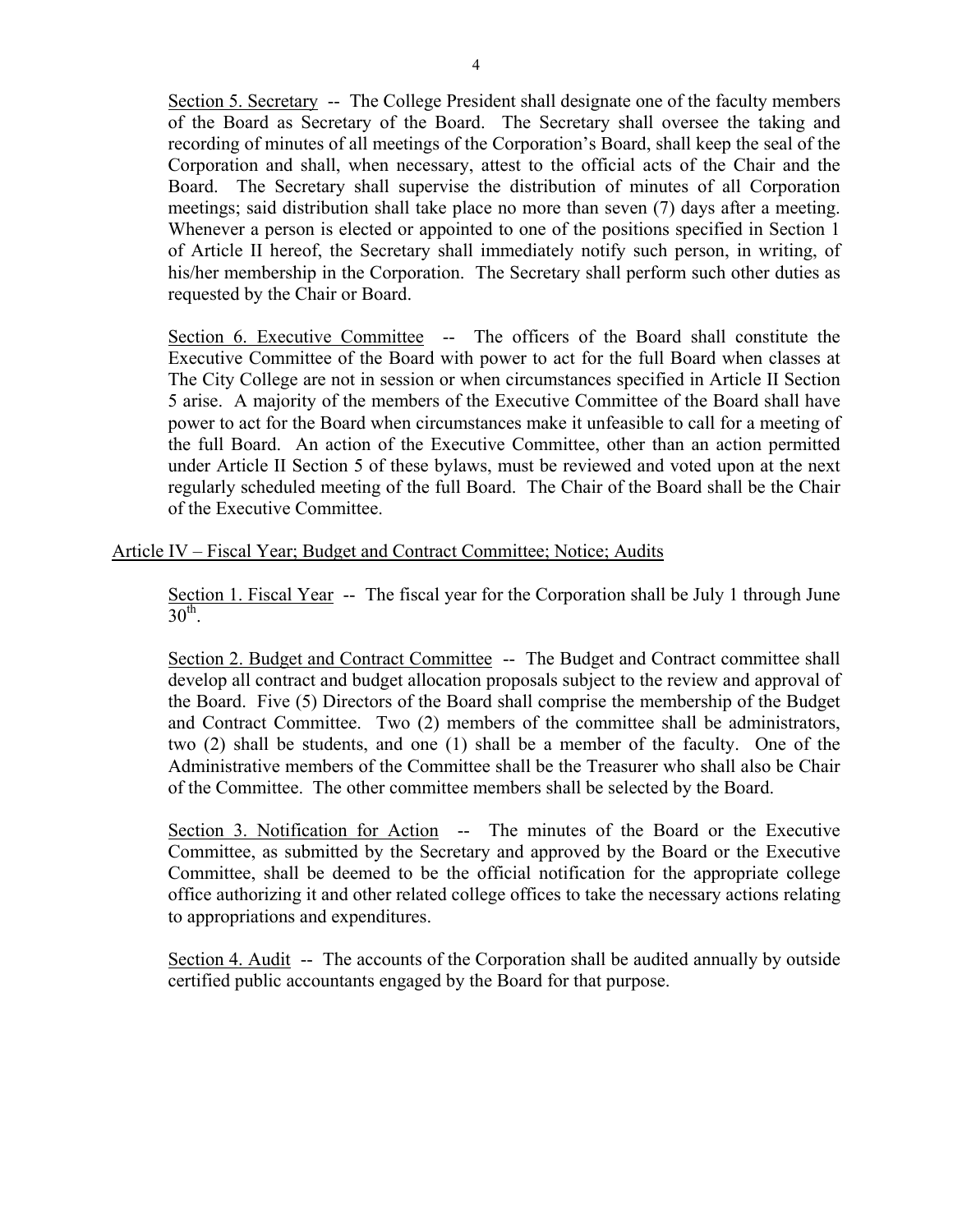Section 5. Secretary -- The College President shall designate one of the faculty members of the Board as Secretary of the Board. The Secretary shall oversee the taking and recording of minutes of all meetings of the Corporation's Board, shall keep the seal of the Corporation and shall, when necessary, attest to the official acts of the Chair and the Board. The Secretary shall supervise the distribution of minutes of all Corporation meetings; said distribution shall take place no more than seven (7) days after a meeting. Whenever a person is elected or appointed to one of the positions specified in Section 1 of Article II hereof, the Secretary shall immediately notify such person, in writing, of his/her membership in the Corporation. The Secretary shall perform such other duties as requested by the Chair or Board.

Section 6. Executive Committee -- The officers of the Board shall constitute the Executive Committee of the Board with power to act for the full Board when classes at The City College are not in session or when circumstances specified in Article II Section 5 arise. A majority of the members of the Executive Committee of the Board shall have power to act for the Board when circumstances make it unfeasible to call for a meeting of the full Board. An action of the Executive Committee, other than an action permitted under Article II Section 5 of these bylaws, must be reviewed and voted upon at the next regularly scheduled meeting of the full Board. The Chair of the Board shall be the Chair of the Executive Committee.

## Article IV – Fiscal Year; Budget and Contract Committee; Notice; Audits

Section 1. Fiscal Year -- The fiscal year for the Corporation shall be July 1 through June 30th.

Section 2. Budget and Contract Committee -- The Budget and Contract committee shall develop all contract and budget allocation proposals subject to the review and approval of the Board. Five (5) Directors of the Board shall comprise the membership of the Budget and Contract Committee. Two (2) members of the committee shall be administrators, two (2) shall be students, and one (1) shall be a member of the faculty. One of the Administrative members of the Committee shall be the Treasurer who shall also be Chair of the Committee. The other committee members shall be selected by the Board.

Section 3. Notification for Action -- The minutes of the Board or the Executive Committee, as submitted by the Secretary and approved by the Board or the Executive Committee, shall be deemed to be the official notification for the appropriate college office authorizing it and other related college offices to take the necessary actions relating to appropriations and expenditures.

Section 4. Audit -- The accounts of the Corporation shall be audited annually by outside certified public accountants engaged by the Board for that purpose.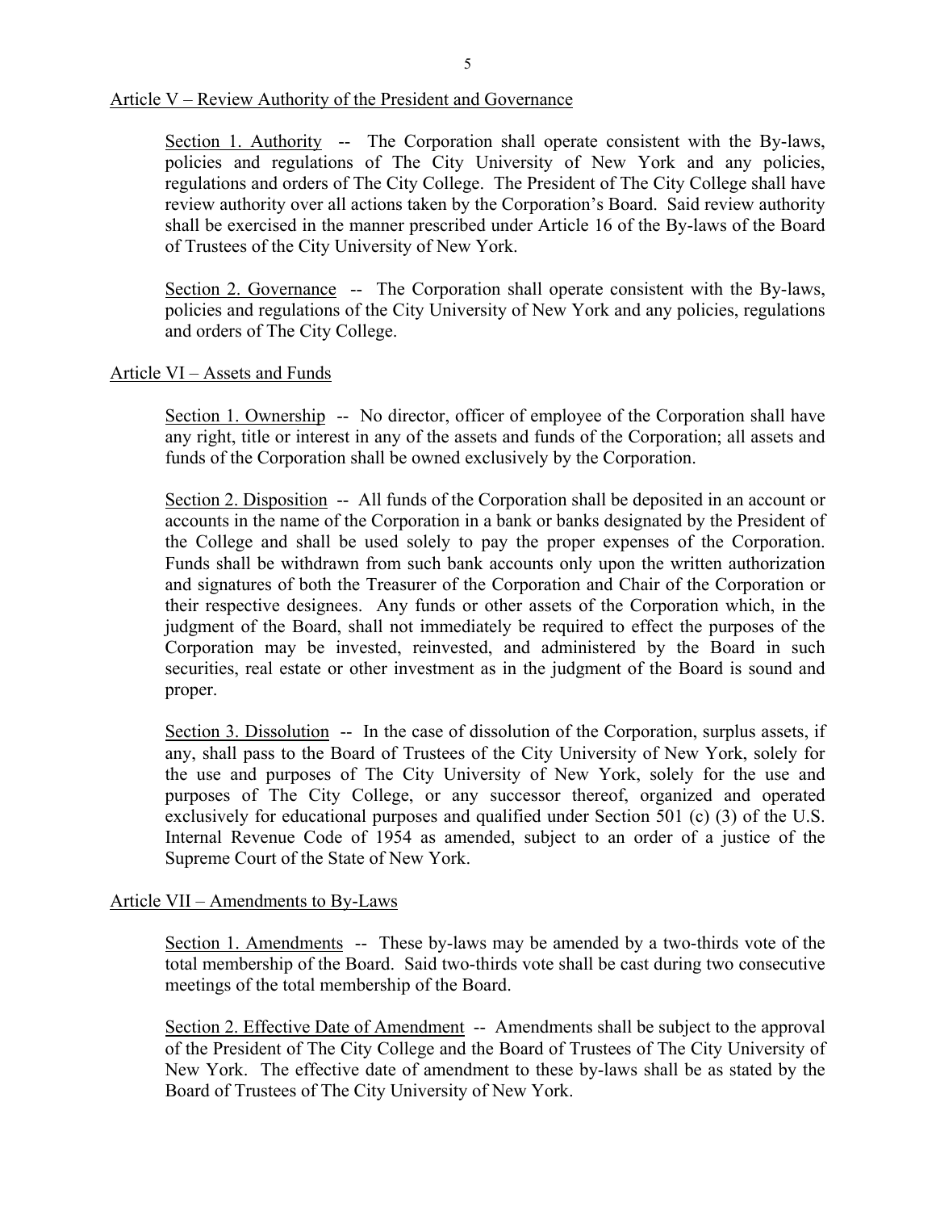## Article V – Review Authority of the President and Governance

Section 1. Authority -- The Corporation shall operate consistent with the By-laws, policies and regulations of The City University of New York and any policies, regulations and orders of The City College. The President of The City College shall have review authority over all actions taken by the Corporation's Board. Said review authority shall be exercised in the manner prescribed under Article 16 of the By-laws of the Board of Trustees of the City University of New York.

Section 2. Governance -- The Corporation shall operate consistent with the By-laws, policies and regulations of the City University of New York and any policies, regulations and orders of The City College.

## Article VI – Assets and Funds

Section 1. Ownership -- No director, officer of employee of the Corporation shall have any right, title or interest in any of the assets and funds of the Corporation; all assets and funds of the Corporation shall be owned exclusively by the Corporation.

Section 2. Disposition -- All funds of the Corporation shall be deposited in an account or accounts in the name of the Corporation in a bank or banks designated by the President of the College and shall be used solely to pay the proper expenses of the Corporation. Funds shall be withdrawn from such bank accounts only upon the written authorization and signatures of both the Treasurer of the Corporation and Chair of the Corporation or their respective designees. Any funds or other assets of the Corporation which, in the judgment of the Board, shall not immediately be required to effect the purposes of the Corporation may be invested, reinvested, and administered by the Board in such securities, real estate or other investment as in the judgment of the Board is sound and proper.

Section 3. Dissolution -- In the case of dissolution of the Corporation, surplus assets, if any, shall pass to the Board of Trustees of the City University of New York, solely for the use and purposes of The City University of New York, solely for the use and purposes of The City College, or any successor thereof, organized and operated exclusively for educational purposes and qualified under Section 501 (c) (3) of the U.S. Internal Revenue Code of 1954 as amended, subject to an order of a justice of the Supreme Court of the State of New York.

## Article VII – Amendments to By-Laws

Section 1. Amendments -- These by-laws may be amended by a two-thirds vote of the total membership of the Board. Said two-thirds vote shall be cast during two consecutive meetings of the total membership of the Board.

Section 2. Effective Date of Amendment -- Amendments shall be subject to the approval of the President of The City College and the Board of Trustees of The City University of New York. The effective date of amendment to these by-laws shall be as stated by the Board of Trustees of The City University of New York.